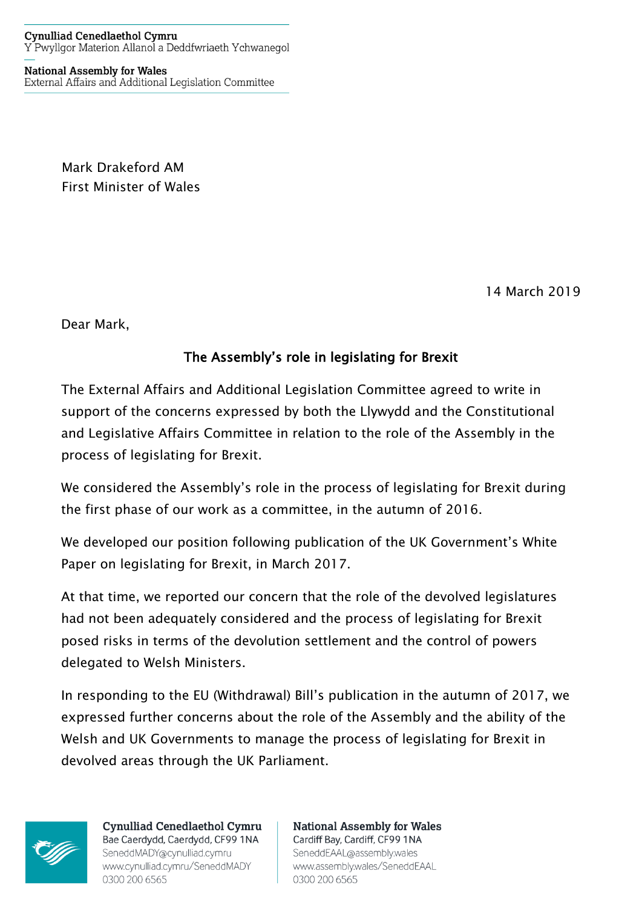Cynulliad Cenedlaethol Cymru
Y Pwyllgor Materion Allanol a Deddfwriaeth Ychwanegol

National Assembly for Wales
External Affairs and Additional Legislation Committee

Mark Drakeford AM
First Minister of Wales

14 March 2019

Dear Mark,

**The Assembly's role in legislating for Brexit**

The External Affairs and Additional Legislation Committee agreed to write in support of the concerns expressed by both the Llywydd and the Constitutional and Legislative Affairs Committee in relation to the role of the Assembly in the process of legislating for Brexit.

We considered the Assembly's role in the process of legislating for Brexit during the first phase of our work as a committee, in the autumn of 2016.

We developed our position following publication of the UK Government's White Paper on legislating for Brexit, in March 2017.

At that time, we reported our concern that the role of the devolved legislatures had not been adequately considered and the process of legislating for Brexit posed risks in terms of the devolution settlement and the control of powers delegated to Welsh Ministers.

In responding to the EU (Withdrawal) Bill's publication in the autumn of 2017, we expressed further concerns about the role of the Assembly and the ability of the Welsh and UK Governments to manage the process of legislating for Brexit in devolved areas through the UK Parliament.

Cynulliad Cenedlaethol Cymru
Bae Caerdydd, Caerdydd, CF99 1NA
SeneddMADY@cynulliad.cymru
www.cynulliad.cymru/SeneddMADY
0300 200 6565

National Assembly for Wales
Cardiff Bay, Cardiff, CF99 1NA
SeneddEAAL@assembly.wales
www.assembly.wales/SeneddEAAL
0300 200 6565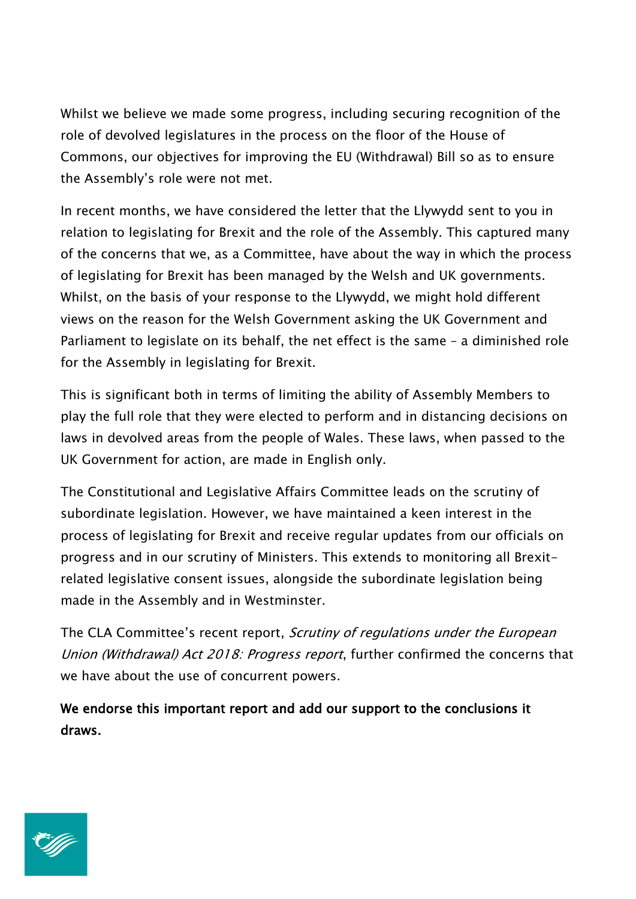Whilst we believe we made some progress, including securing recognition of the role of devolved legislatures in the process on the floor of the House of Commons, our objectives for improving the EU (Withdrawal) Bill so as to ensure the Assembly's role were not met.

In recent months, we have considered the letter that the Llywydd sent to you in relation to legislating for Brexit and the role of the Assembly. This captured many of the concerns that we, as a Committee, have about the way in which the process of legislating for Brexit has been managed by the Welsh and UK governments. Whilst, on the basis of your response to the Llywydd, we might hold different views on the reason for the Welsh Government asking the UK Government and Parliament to legislate on its behalf, the net effect is the same – a diminished role for the Assembly in legislating for Brexit.

This is significant both in terms of limiting the ability of Assembly Members to play the full role that they were elected to perform and in distancing decisions on laws in devolved areas from the people of Wales. These laws, when passed to the UK Government for action, are made in English only.

The Constitutional and Legislative Affairs Committee leads on the scrutiny of subordinate legislation. However, we have maintained a keen interest in the process of legislating for Brexit and receive regular updates from our officials on progress and in our scrutiny of Ministers. This extends to monitoring all Brexit-related legislative consent issues, alongside the subordinate legislation being made in the Assembly and in Westminster.

The CLA Committee's recent report, *Scrutiny of regulations under the European Union (Withdrawal) Act 2018: Progress report*, further confirmed the concerns that we have about the use of concurrent powers.

**We endorse this important report and add our support to the conclusions it draws.**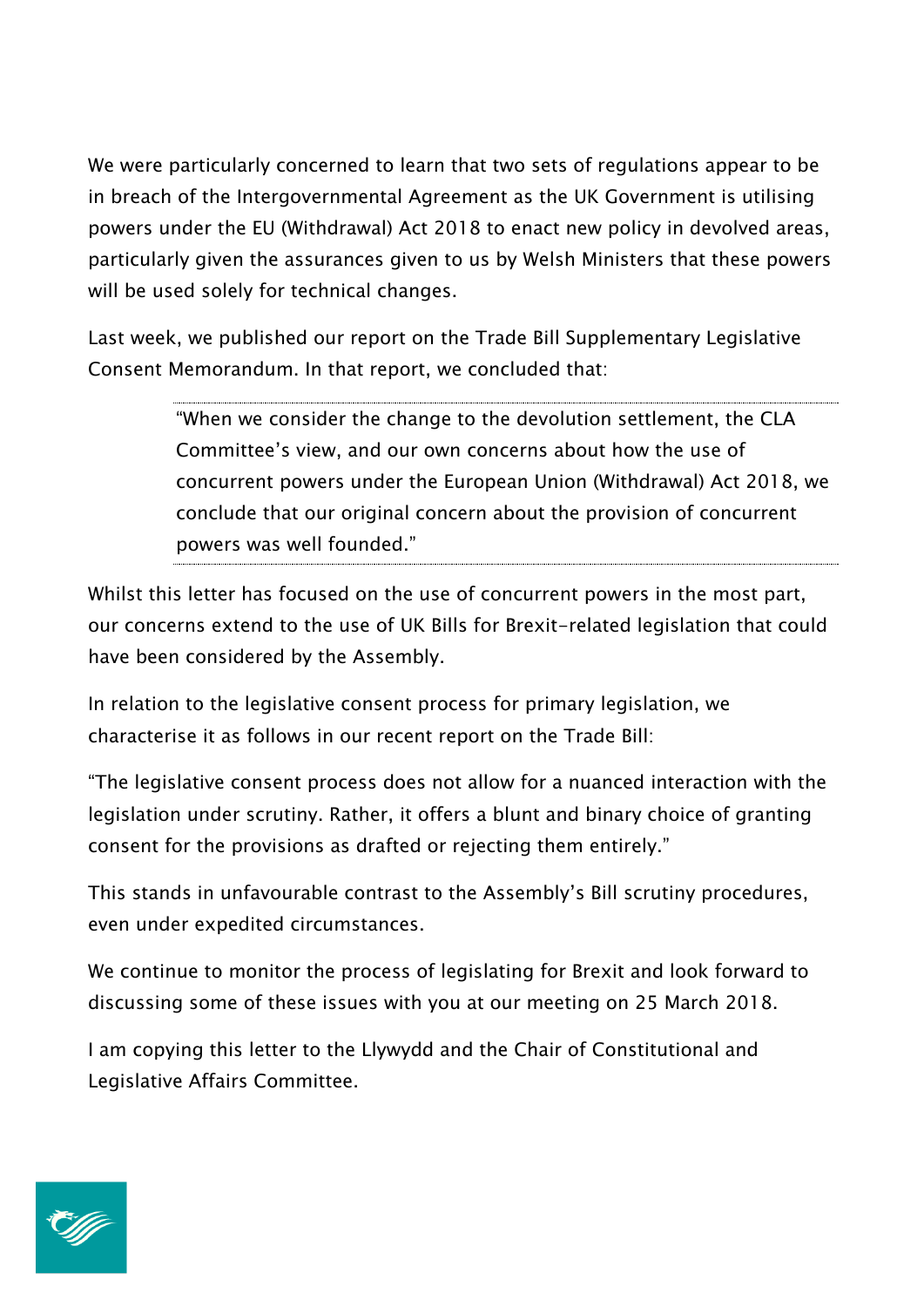We were particularly concerned to learn that two sets of regulations appear to be in breach of the Intergovernmental Agreement as the UK Government is utilising powers under the EU (Withdrawal) Act 2018 to enact new policy in devolved areas, particularly given the assurances given to us by Welsh Ministers that these powers will be used solely for technical changes.

Last week, we published our report on the Trade Bill Supplementary Legislative Consent Memorandum. In that report, we concluded that:

> "When we consider the change to the devolution settlement, the CLA Committee's view, and our own concerns about how the use of concurrent powers under the European Union (Withdrawal) Act 2018, we conclude that our original concern about the provision of concurrent powers was well founded."

Whilst this letter has focused on the use of concurrent powers in the most part, our concerns extend to the use of UK Bills for Brexit-related legislation that could have been considered by the Assembly.

In relation to the legislative consent process for primary legislation, we characterise it as follows in our recent report on the Trade Bill:

"The legislative consent process does not allow for a nuanced interaction with the legislation under scrutiny. Rather, it offers a blunt and binary choice of granting consent for the provisions as drafted or rejecting them entirely."

This stands in unfavourable contrast to the Assembly's Bill scrutiny procedures, even under expedited circumstances.

We continue to monitor the process of legislating for Brexit and look forward to discussing some of these issues with you at our meeting on 25 March 2018.

I am copying this letter to the Llywydd and the Chair of Constitutional and Legislative Affairs Committee.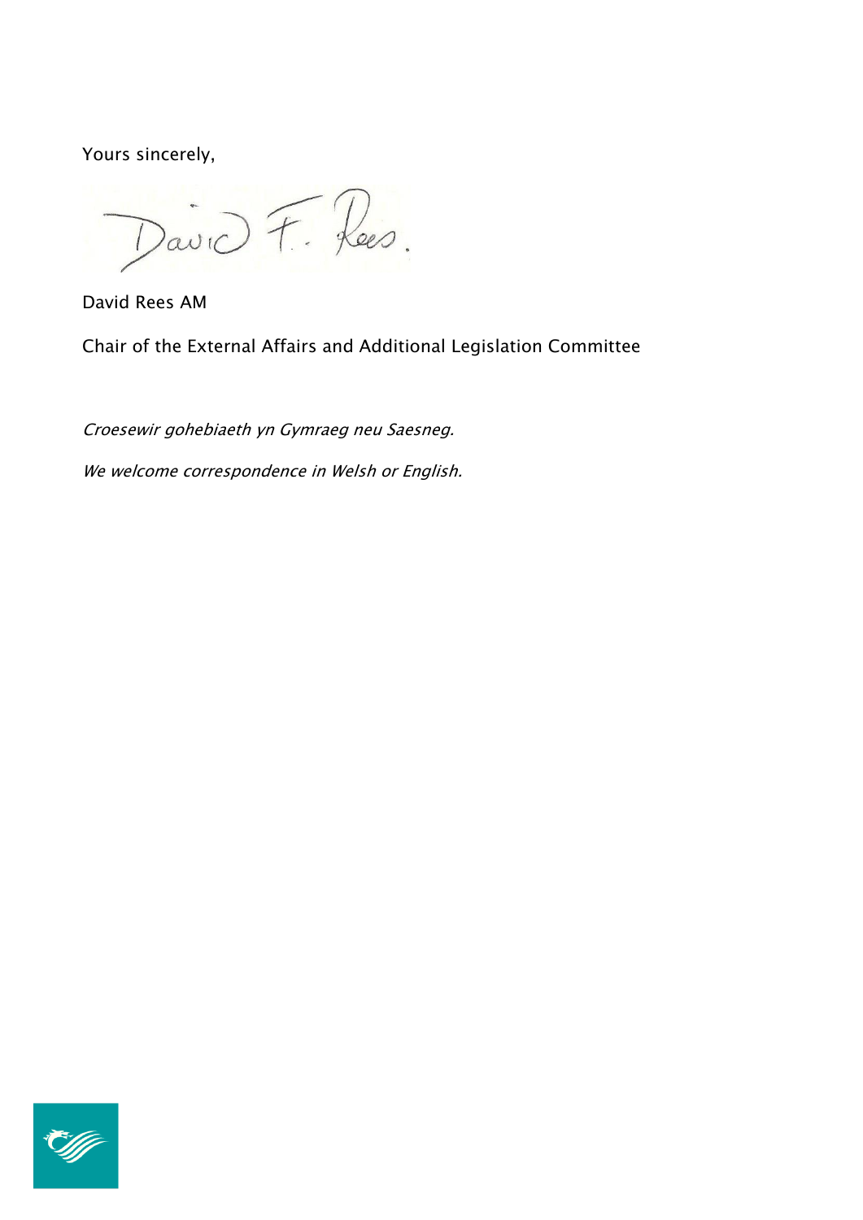Yours sincerely,

David Rees AM

Chair of the External Affairs and Additional Legislation Committee

*Croesewir gohebiaeth yn Gymraeg neu Saesneg.*

*We welcome correspondence in Welsh or English.*